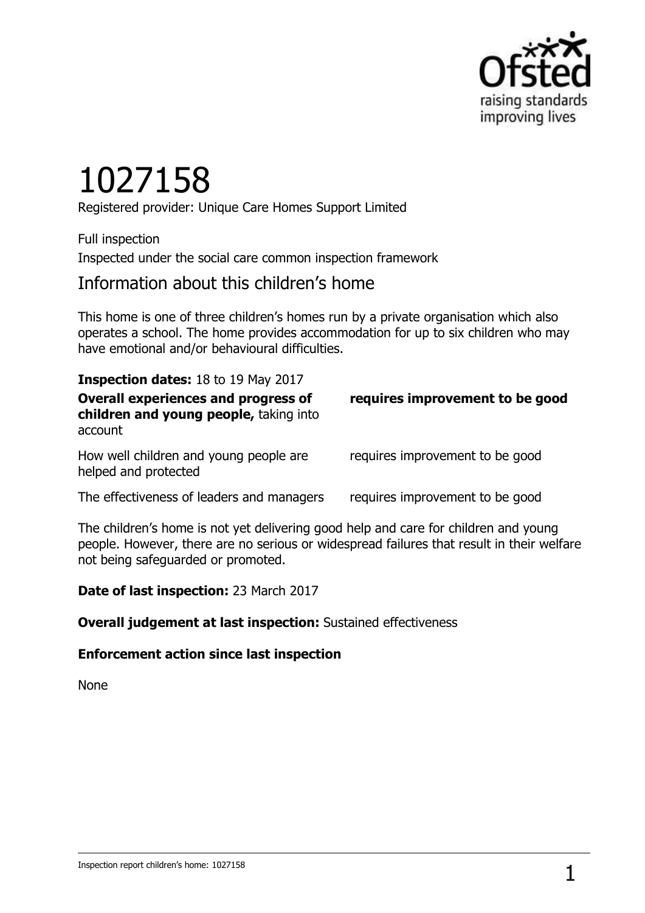# 1027158

Registered provider: Unique Care Homes Support Limited

Full inspection

Inspected under the social care common inspection framework

## Information about this children's home

This home is one of three children's homes run by a private organisation which also operates a school. The home provides accommodation for up to six children who may have emotional and/or behavioural difficulties.

**Inspection dates:** 18 to 19 May 2017

| | |
|---|---|
| **Overall experiences and progress of children and young people,** taking into account | **requires improvement to be good** |
| How well children and young people are helped and protected | requires improvement to be good |
| The effectiveness of leaders and managers | requires improvement to be good |

The children's home is not yet delivering good help and care for children and young people. However, there are no serious or widespread failures that result in their welfare not being safeguarded or promoted.

**Date of last inspection:** 23 March 2017

**Overall judgement at last inspection:** Sustained effectiveness

**Enforcement action since last inspection**

None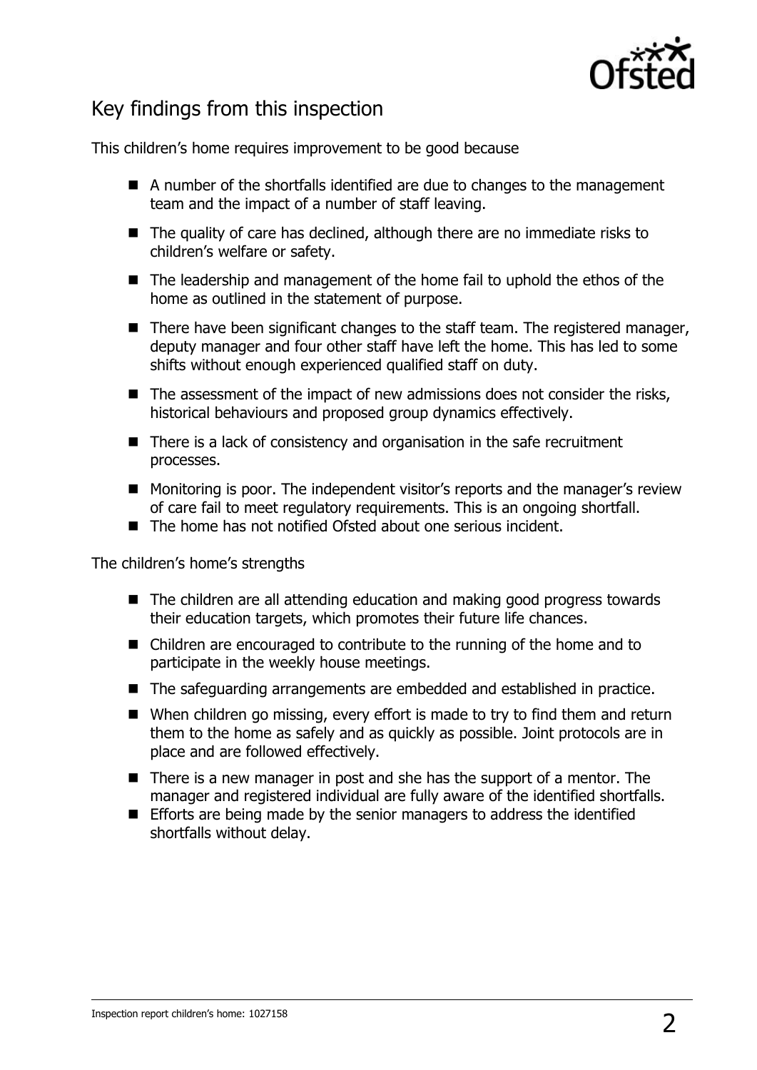## Key findings from this inspection

This children's home requires improvement to be good because

- A number of the shortfalls identified are due to changes to the management team and the impact of a number of staff leaving.
- The quality of care has declined, although there are no immediate risks to children's welfare or safety.
- The leadership and management of the home fail to uphold the ethos of the home as outlined in the statement of purpose.
- There have been significant changes to the staff team. The registered manager, deputy manager and four other staff have left the home. This has led to some shifts without enough experienced qualified staff on duty.
- The assessment of the impact of new admissions does not consider the risks, historical behaviours and proposed group dynamics effectively.
- There is a lack of consistency and organisation in the safe recruitment processes.
- Monitoring is poor. The independent visitor's reports and the manager's review of care fail to meet regulatory requirements. This is an ongoing shortfall.
- The home has not notified Ofsted about one serious incident.

The children's home's strengths

- The children are all attending education and making good progress towards their education targets, which promotes their future life chances.
- Children are encouraged to contribute to the running of the home and to participate in the weekly house meetings.
- The safeguarding arrangements are embedded and established in practice.
- When children go missing, every effort is made to try to find them and return them to the home as safely and as quickly as possible. Joint protocols are in place and are followed effectively.
- There is a new manager in post and she has the support of a mentor. The manager and registered individual are fully aware of the identified shortfalls.
- Efforts are being made by the senior managers to address the identified shortfalls without delay.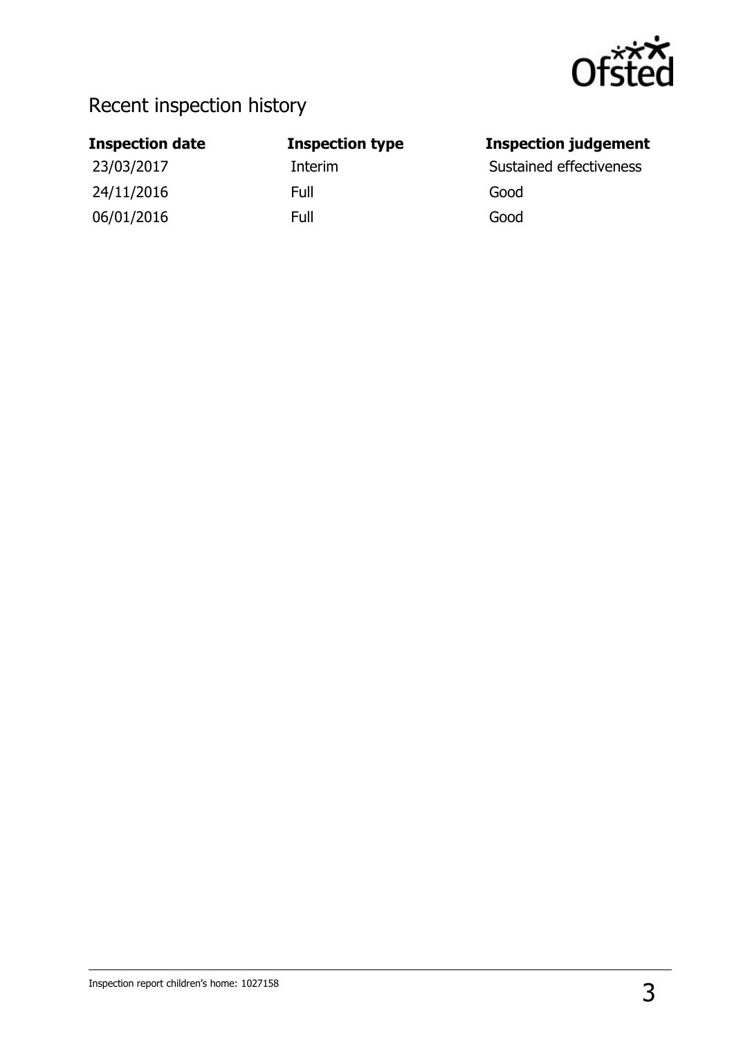## Recent inspection history

| Inspection date | Inspection type | Inspection judgement |
| --- | --- | --- |
| 23/03/2017 | Interim | Sustained effectiveness |
| 24/11/2016 | Full | Good |
| 06/01/2016 | Full | Good |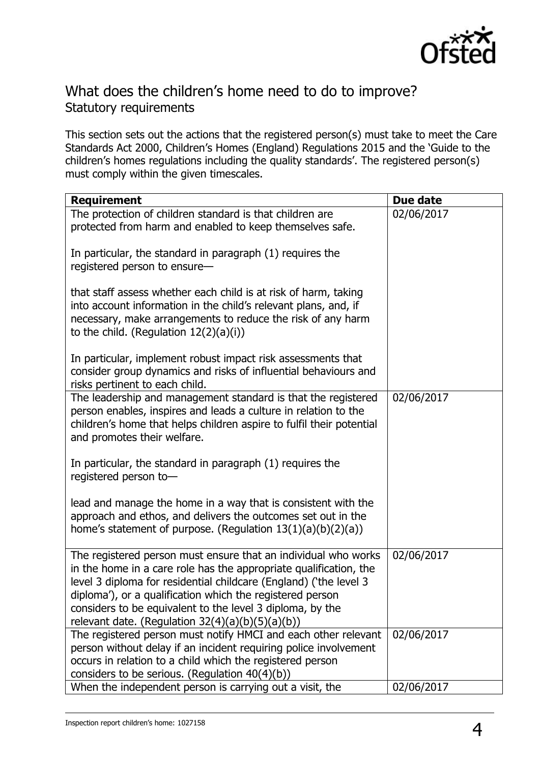## What does the children's home need to do to improve?

### Statutory requirements

This section sets out the actions that the registered person(s) must take to meet the Care Standards Act 2000, Children's Homes (England) Regulations 2015 and the 'Guide to the children's homes regulations including the quality standards'. The registered person(s) must comply within the given timescales.

| Requirement | Due date |
|---|---|
| The protection of children standard is that children are protected from harm and enabled to keep themselves safe.<br><br>In particular, the standard in paragraph (1) requires the registered person to ensure—<br><br>that staff assess whether each child is at risk of harm, taking into account information in the child's relevant plans, and, if necessary, make arrangements to reduce the risk of any harm to the child. (Regulation 12(2)(a)(i))<br><br>In particular, implement robust impact risk assessments that consider group dynamics and risks of influential behaviours and risks pertinent to each child. | 02/06/2017 |
| The leadership and management standard is that the registered person enables, inspires and leads a culture in relation to the children's home that helps children aspire to fulfil their potential and promotes their welfare.<br><br>In particular, the standard in paragraph (1) requires the registered person to—<br><br>lead and manage the home in a way that is consistent with the approach and ethos, and delivers the outcomes set out in the home's statement of purpose. (Regulation 13(1)(a)(b)(2)(a)) | 02/06/2017 |
| The registered person must ensure that an individual who works in the home in a care role has the appropriate qualification, the level 3 diploma for residential childcare (England) ('the level 3 diploma'), or a qualification which the registered person considers to be equivalent to the level 3 diploma, by the relevant date. (Regulation 32(4)(a)(b)(5)(a)(b)) | 02/06/2017 |
| The registered person must notify HMCI and each other relevant person without delay if an incident requiring police involvement occurs in relation to a child which the registered person considers to be serious. (Regulation 40(4)(b)) | 02/06/2017 |
| When the independent person is carrying out a visit, the | 02/06/2017 |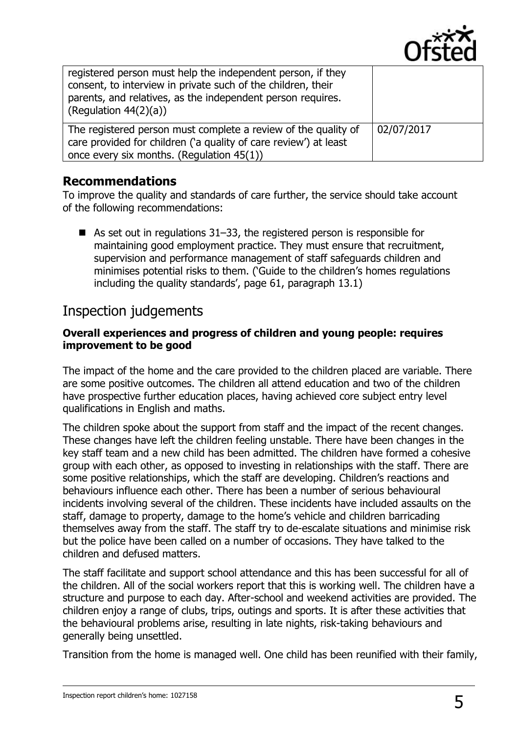| | |
|---|---|
| registered person must help the independent person, if they consent, to interview in private such of the children, their parents, and relatives, as the independent person requires. (Regulation 44(2)(a)) | |
| The registered person must complete a review of the quality of care provided for children ('a quality of care review') at least once every six months. (Regulation 45(1)) | 02/07/2017 |

### Recommendations

To improve the quality and standards of care further, the service should take account of the following recommendations:

- As set out in regulations 31–33, the registered person is responsible for maintaining good employment practice. They must ensure that recruitment, supervision and performance management of staff safeguards children and minimises potential risks to them. ('Guide to the children's homes regulations including the quality standards', page 61, paragraph 13.1)

## Inspection judgements

**Overall experiences and progress of children and young people: requires improvement to be good**

The impact of the home and the care provided to the children placed are variable. There are some positive outcomes. The children all attend education and two of the children have prospective further education places, having achieved core subject entry level qualifications in English and maths.

The children spoke about the support from staff and the impact of the recent changes. These changes have left the children feeling unstable. There have been changes in the key staff team and a new child has been admitted. The children have formed a cohesive group with each other, as opposed to investing in relationships with the staff. There are some positive relationships, which the staff are developing. Children's reactions and behaviours influence each other. There has been a number of serious behavioural incidents involving several of the children. These incidents have included assaults on the staff, damage to property, damage to the home's vehicle and children barricading themselves away from the staff. The staff try to de-escalate situations and minimise risk but the police have been called on a number of occasions. They have talked to the children and defused matters.

The staff facilitate and support school attendance and this has been successful for all of the children. All of the social workers report that this is working well. The children have a structure and purpose to each day. After-school and weekend activities are provided. The children enjoy a range of clubs, trips, outings and sports. It is after these activities that the behavioural problems arise, resulting in late nights, risk-taking behaviours and generally being unsettled.

Transition from the home is managed well. One child has been reunified with their family,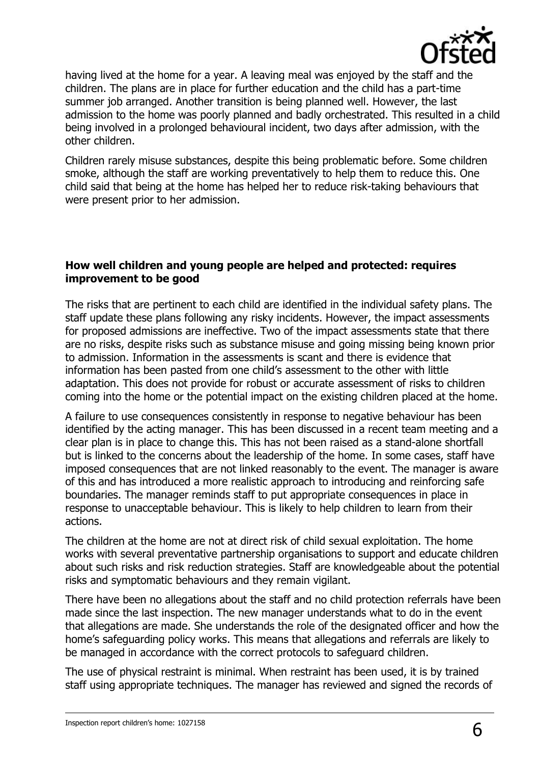having lived at the home for a year. A leaving meal was enjoyed by the staff and the children. The plans are in place for further education and the child has a part-time summer job arranged. Another transition is being planned well. However, the last admission to the home was poorly planned and badly orchestrated. This resulted in a child being involved in a prolonged behavioural incident, two days after admission, with the other children.

Children rarely misuse substances, despite this being problematic before. Some children smoke, although the staff are working preventatively to help them to reduce this. One child said that being at the home has helped her to reduce risk-taking behaviours that were present prior to her admission.

**How well children and young people are helped and protected: requires improvement to be good**

The risks that are pertinent to each child are identified in the individual safety plans. The staff update these plans following any risky incidents. However, the impact assessments for proposed admissions are ineffective. Two of the impact assessments state that there are no risks, despite risks such as substance misuse and going missing being known prior to admission. Information in the assessments is scant and there is evidence that information has been pasted from one child's assessment to the other with little adaptation. This does not provide for robust or accurate assessment of risks to children coming into the home or the potential impact on the existing children placed at the home.

A failure to use consequences consistently in response to negative behaviour has been identified by the acting manager. This has been discussed in a recent team meeting and a clear plan is in place to change this. This has not been raised as a stand-alone shortfall but is linked to the concerns about the leadership of the home. In some cases, staff have imposed consequences that are not linked reasonably to the event. The manager is aware of this and has introduced a more realistic approach to introducing and reinforcing safe boundaries. The manager reminds staff to put appropriate consequences in place in response to unacceptable behaviour. This is likely to help children to learn from their actions.

The children at the home are not at direct risk of child sexual exploitation. The home works with several preventative partnership organisations to support and educate children about such risks and risk reduction strategies. Staff are knowledgeable about the potential risks and symptomatic behaviours and they remain vigilant.

There have been no allegations about the staff and no child protection referrals have been made since the last inspection. The new manager understands what to do in the event that allegations are made. She understands the role of the designated officer and how the home's safeguarding policy works. This means that allegations and referrals are likely to be managed in accordance with the correct protocols to safeguard children.

The use of physical restraint is minimal. When restraint has been used, it is by trained staff using appropriate techniques. The manager has reviewed and signed the records of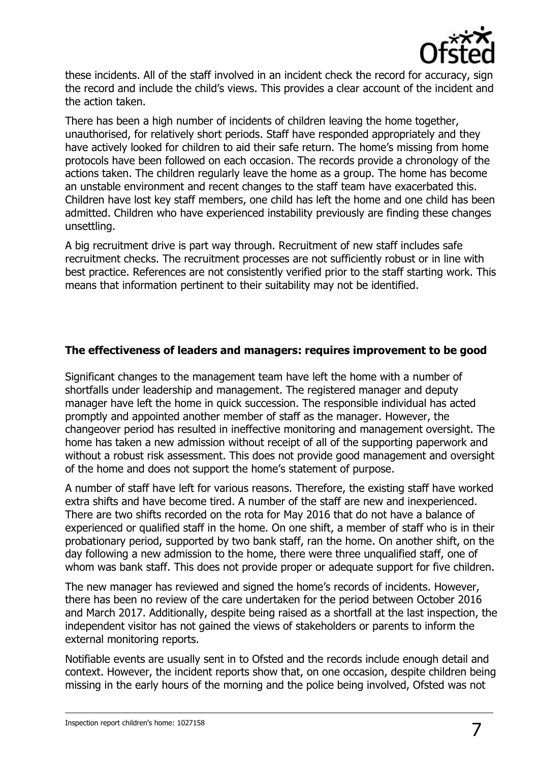these incidents. All of the staff involved in an incident check the record for accuracy, sign the record and include the child's views. This provides a clear account of the incident and the action taken.

There has been a high number of incidents of children leaving the home together, unauthorised, for relatively short periods. Staff have responded appropriately and they have actively looked for children to aid their safe return. The home's missing from home protocols have been followed on each occasion. The records provide a chronology of the actions taken. The children regularly leave the home as a group. The home has become an unstable environment and recent changes to the staff team have exacerbated this. Children have lost key staff members, one child has left the home and one child has been admitted. Children who have experienced instability previously are finding these changes unsettling.

A big recruitment drive is part way through. Recruitment of new staff includes safe recruitment checks. The recruitment processes are not sufficiently robust or in line with best practice. References are not consistently verified prior to the staff starting work. This means that information pertinent to their suitability may not be identified.

### The effectiveness of leaders and managers: requires improvement to be good

Significant changes to the management team have left the home with a number of shortfalls under leadership and management. The registered manager and deputy manager have left the home in quick succession. The responsible individual has acted promptly and appointed another member of staff as the manager. However, the changeover period has resulted in ineffective monitoring and management oversight. The home has taken a new admission without receipt of all of the supporting paperwork and without a robust risk assessment. This does not provide good management and oversight of the home and does not support the home's statement of purpose.

A number of staff have left for various reasons. Therefore, the existing staff have worked extra shifts and have become tired. A number of the staff are new and inexperienced. There are two shifts recorded on the rota for May 2016 that do not have a balance of experienced or qualified staff in the home. On one shift, a member of staff who is in their probationary period, supported by two bank staff, ran the home. On another shift, on the day following a new admission to the home, there were three unqualified staff, one of whom was bank staff. This does not provide proper or adequate support for five children.

The new manager has reviewed and signed the home's records of incidents. However, there has been no review of the care undertaken for the period between October 2016 and March 2017. Additionally, despite being raised as a shortfall at the last inspection, the independent visitor has not gained the views of stakeholders or parents to inform the external monitoring reports.

Notifiable events are usually sent in to Ofsted and the records include enough detail and context. However, the incident reports show that, on one occasion, despite children being missing in the early hours of the morning and the police being involved, Ofsted was not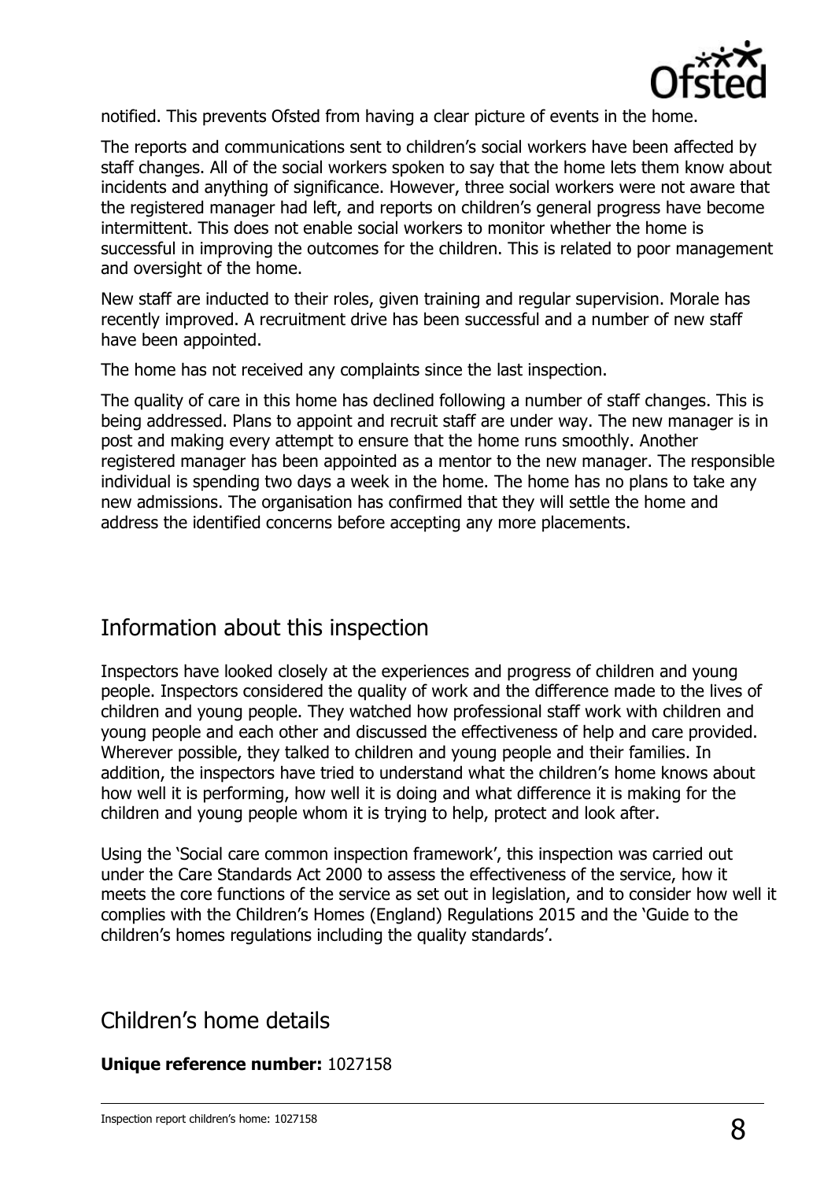notified. This prevents Ofsted from having a clear picture of events in the home.

The reports and communications sent to children's social workers have been affected by staff changes. All of the social workers spoken to say that the home lets them know about incidents and anything of significance. However, three social workers were not aware that the registered manager had left, and reports on children's general progress have become intermittent. This does not enable social workers to monitor whether the home is successful in improving the outcomes for the children. This is related to poor management and oversight of the home.

New staff are inducted to their roles, given training and regular supervision. Morale has recently improved. A recruitment drive has been successful and a number of new staff have been appointed.

The home has not received any complaints since the last inspection.

The quality of care in this home has declined following a number of staff changes. This is being addressed. Plans to appoint and recruit staff are under way. The new manager is in post and making every attempt to ensure that the home runs smoothly. Another registered manager has been appointed as a mentor to the new manager. The responsible individual is spending two days a week in the home. The home has no plans to take any new admissions. The organisation has confirmed that they will settle the home and address the identified concerns before accepting any more placements.

## Information about this inspection

Inspectors have looked closely at the experiences and progress of children and young people. Inspectors considered the quality of work and the difference made to the lives of children and young people. They watched how professional staff work with children and young people and each other and discussed the effectiveness of help and care provided. Wherever possible, they talked to children and young people and their families. In addition, the inspectors have tried to understand what the children's home knows about how well it is performing, how well it is doing and what difference it is making for the children and young people whom it is trying to help, protect and look after.

Using the 'Social care common inspection framework', this inspection was carried out under the Care Standards Act 2000 to assess the effectiveness of the service, how it meets the core functions of the service as set out in legislation, and to consider how well it complies with the Children's Homes (England) Regulations 2015 and the 'Guide to the children's homes regulations including the quality standards'.

## Children's home details

**Unique reference number:** 1027158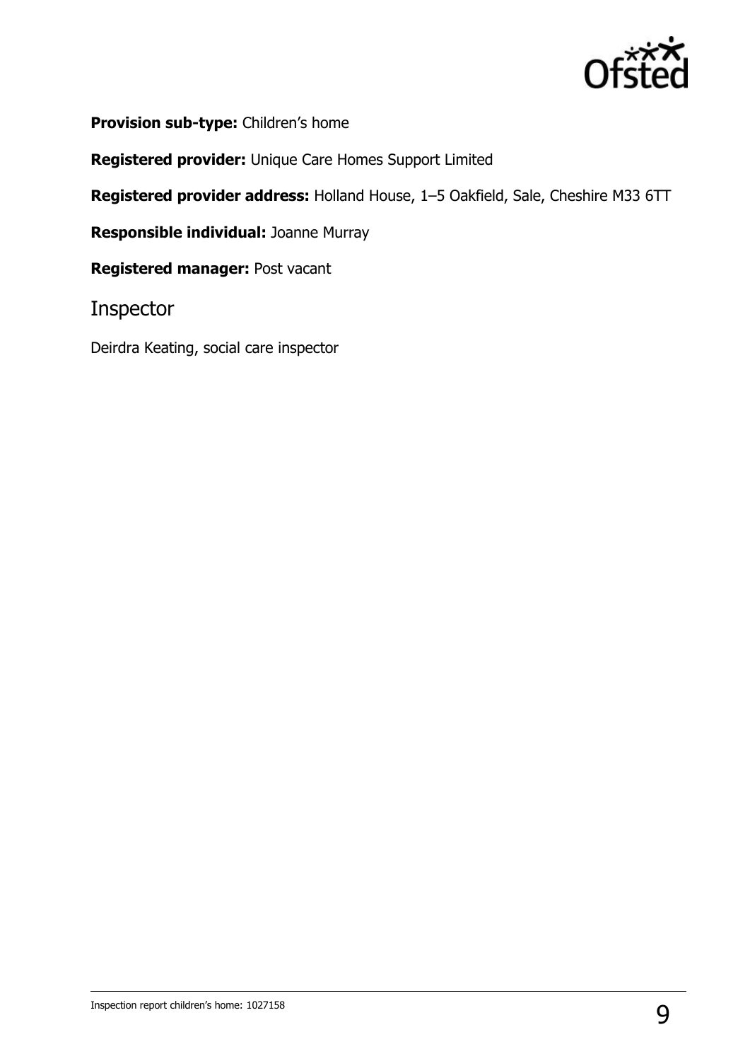**Provision sub-type:** Children's home

**Registered provider:** Unique Care Homes Support Limited

**Registered provider address:** Holland House, 1–5 Oakfield, Sale, Cheshire M33 6TT

**Responsible individual:** Joanne Murray

**Registered manager:** Post vacant

## Inspector

Deirdra Keating, social care inspector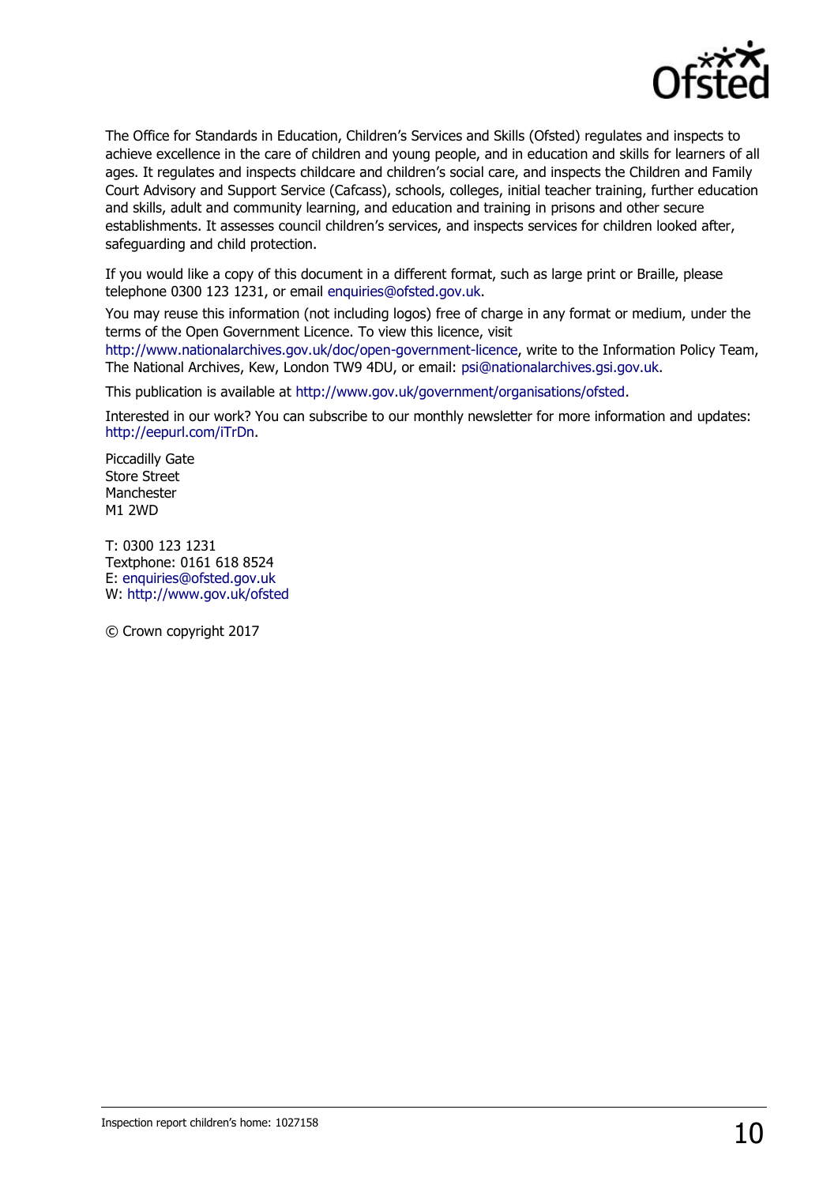The Office for Standards in Education, Children's Services and Skills (Ofsted) regulates and inspects to achieve excellence in the care of children and young people, and in education and skills for learners of all ages. It regulates and inspects childcare and children's social care, and inspects the Children and Family Court Advisory and Support Service (Cafcass), schools, colleges, initial teacher training, further education and skills, adult and community learning, and education and training in prisons and other secure establishments. It assesses council children's services, and inspects services for children looked after, safeguarding and child protection.

If you would like a copy of this document in a different format, such as large print or Braille, please telephone 0300 123 1231, or email enquiries@ofsted.gov.uk.

You may reuse this information (not including logos) free of charge in any format or medium, under the terms of the Open Government Licence. To view this licence, visit http://www.nationalarchives.gov.uk/doc/open-government-licence, write to the Information Policy Team, The National Archives, Kew, London TW9 4DU, or email: psi@nationalarchives.gsi.gov.uk.

This publication is available at http://www.gov.uk/government/organisations/ofsted.

Interested in our work? You can subscribe to our monthly newsletter for more information and updates: http://eepurl.com/iTrDn.

Piccadilly Gate
Store Street
Manchester
M1 2WD

T: 0300 123 1231
Textphone: 0161 618 8524
E: enquiries@ofsted.gov.uk
W: http://www.gov.uk/ofsted

© Crown copyright 2017